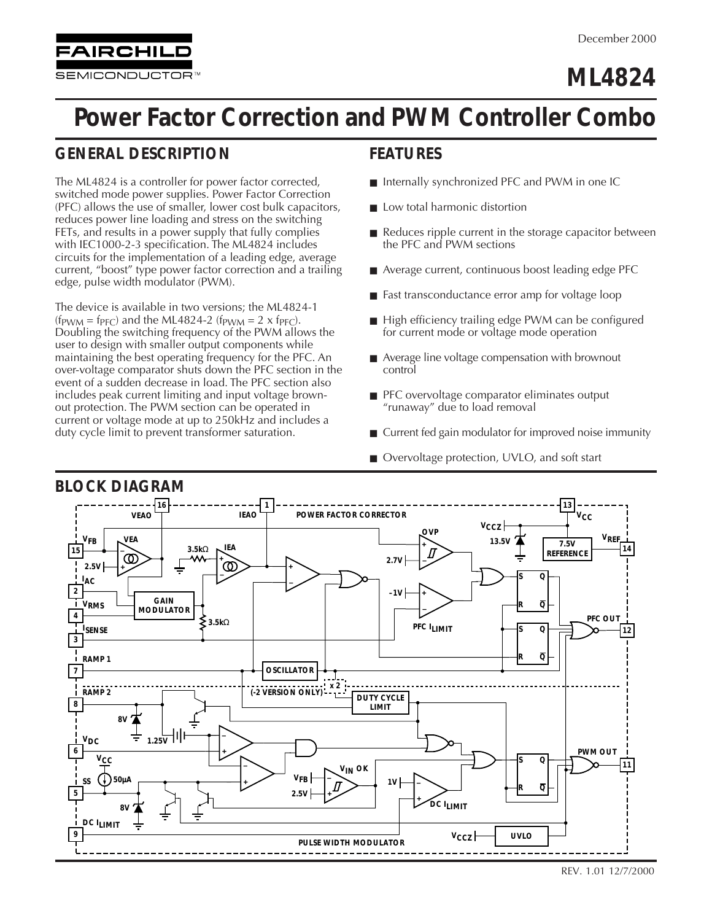FAIRCHILD SEMICONDUCTOR™

December 2000

# ML4824

# Power Factor Correction and PWM Controller Combo

## GENERAL DESCRIPTION

The ML4824 is a controller for power factor corrected, switched mode power supplies. Power Factor Correction (PFC) allows the use of smaller, lower cost bulk capacitors, reduces power line loading and stress on the switching FETs, and results in a power supply that fully complies with IEC1000-2-3 specification. The ML4824 includes circuits for the implementation of a leading edge, average current, "boost" type power factor correction and a trailing edge, pulse width modulator (PWM).

The device is available in two versions; the ML4824-1 ($f_{PWM} = f_{PFC}$) and the ML4824-2 ($f_{PWM} = 2 \times f_{PFC}$). Doubling the switching frequency of the PWM allows the user to design with smaller output components while maintaining the best operating frequency for the PFC. An over-voltage comparator shuts down the PFC section in the event of a sudden decrease in load. The PFC section also includes peak current limiting and input voltage brown-out protection. The PWM section can be operated in current or voltage mode at up to 250kHz and includes a duty cycle limit to prevent transformer saturation.

## FEATURES

- Internally synchronized PFC and PWM in one IC
- Low total harmonic distortion
- Reduces ripple current in the storage capacitor between the PFC and PWM sections
- Average current, continuous boost leading edge PFC
- Fast transconductance error amp for voltage loop
- High efficiency trailing edge PWM can be configured for current mode or voltage mode operation
- Average line voltage compensation with brownout control
- PFC overvoltage comparator eliminates output "runaway" due to load removal
- Current fed gain modulator for improved noise immunity
- Overvoltage protection, UVLO, and soft start

## BLOCK DIAGRAM

REV. 1.01 12/7/2000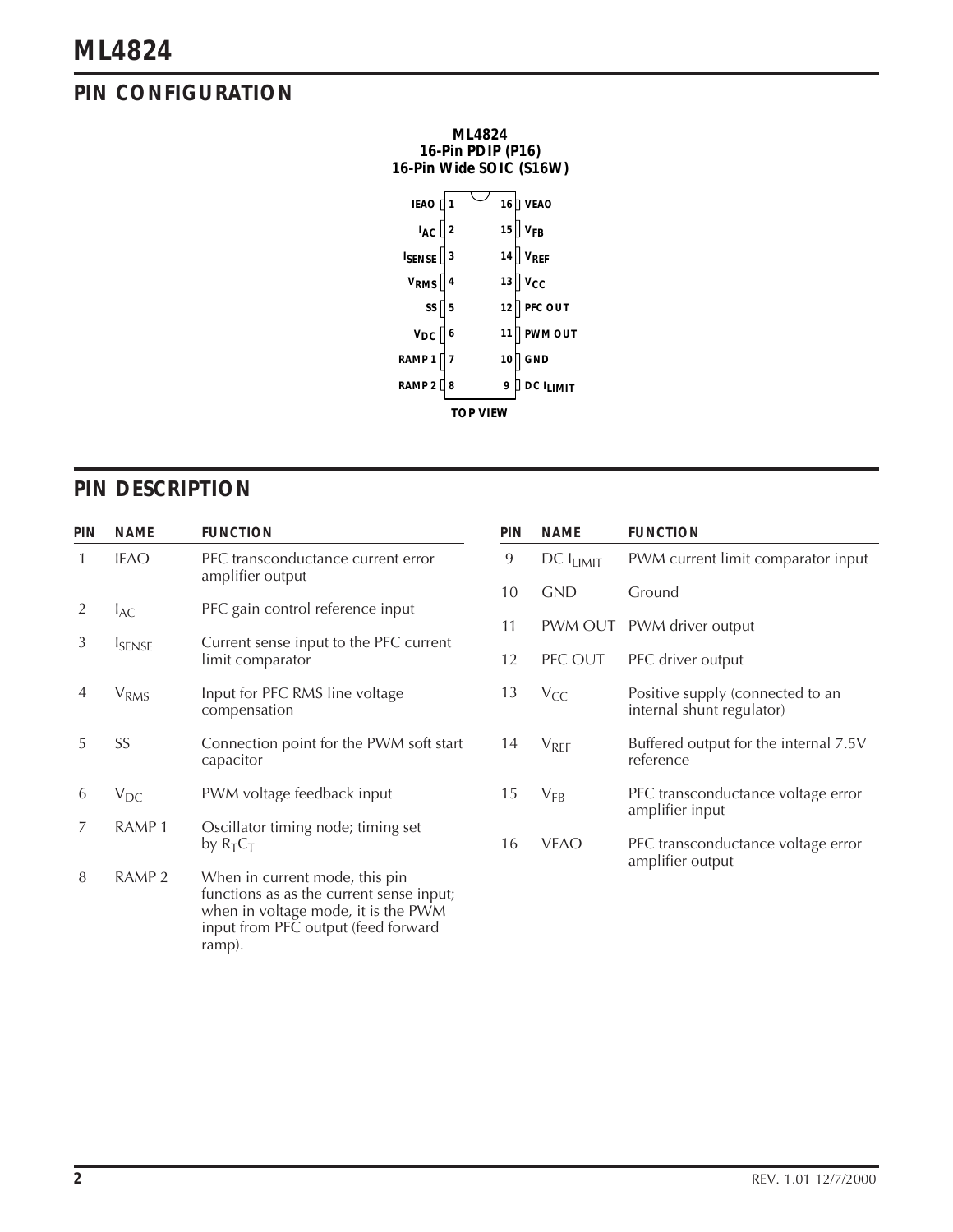## PIN CONFIGURATION

**ML4824**
**16-Pin PDIP (P16)**
**16-Pin Wide SOIC (S16W)**

| Name | Pin | Pin | Name |
|---|---|---|---|
| IEAO | 1 | 16 | VEAO |
| $I_{AC}$ | 2 | 15 | $V_{FB}$ |
| $I_{SENSE}$ | 3 | 14 | $V_{REF}$ |
| $V_{RMS}$ | 4 | 13 | $V_{CC}$ |
| SS | 5 | 12 | PFC OUT |
| $V_{DC}$ | 6 | 11 | PWM OUT |
| RAMP 1 | 7 | 10 | GND |
| RAMP 2 | 8 | 9 | DC $I_{LIMIT}$ |

TOP VIEW

## PIN DESCRIPTION

| PIN | NAME | FUNCTION |
|---|---|---|
| 1 | IEAO | PFC transconductance current error amplifier output |
| 2 | $I_{AC}$ | PFC gain control reference input |
| 3 | $I_{SENSE}$ | Current sense input to the PFC current limit comparator |
| 4 | $V_{RMS}$ | Input for PFC RMS line voltage compensation |
| 5 | SS | Connection point for the PWM soft start capacitor |
| 6 | $V_{DC}$ | PWM voltage feedback input |
| 7 | RAMP 1 | Oscillator timing node; timing set by $R_TC_T$ |
| 8 | RAMP 2 | When in current mode, this pin functions as as the current sense input; when in voltage mode, it is the PWM input from PFC output (feed forward ramp). |
| 9 | DC $I_{LIMIT}$ | PWM current limit comparator input |
| 10 | GND | Ground |
| 11 | PWM OUT | PWM driver output |
| 12 | PFC OUT | PFC driver output |
| 13 | $V_{CC}$ | Positive supply (connected to an internal shunt regulator) |
| 14 | $V_{REF}$ | Buffered output for the internal 7.5V reference |
| 15 | $V_{FB}$ | PFC transconductance voltage error amplifier input |
| 16 | VEAO | PFC transconductance voltage error amplifier output |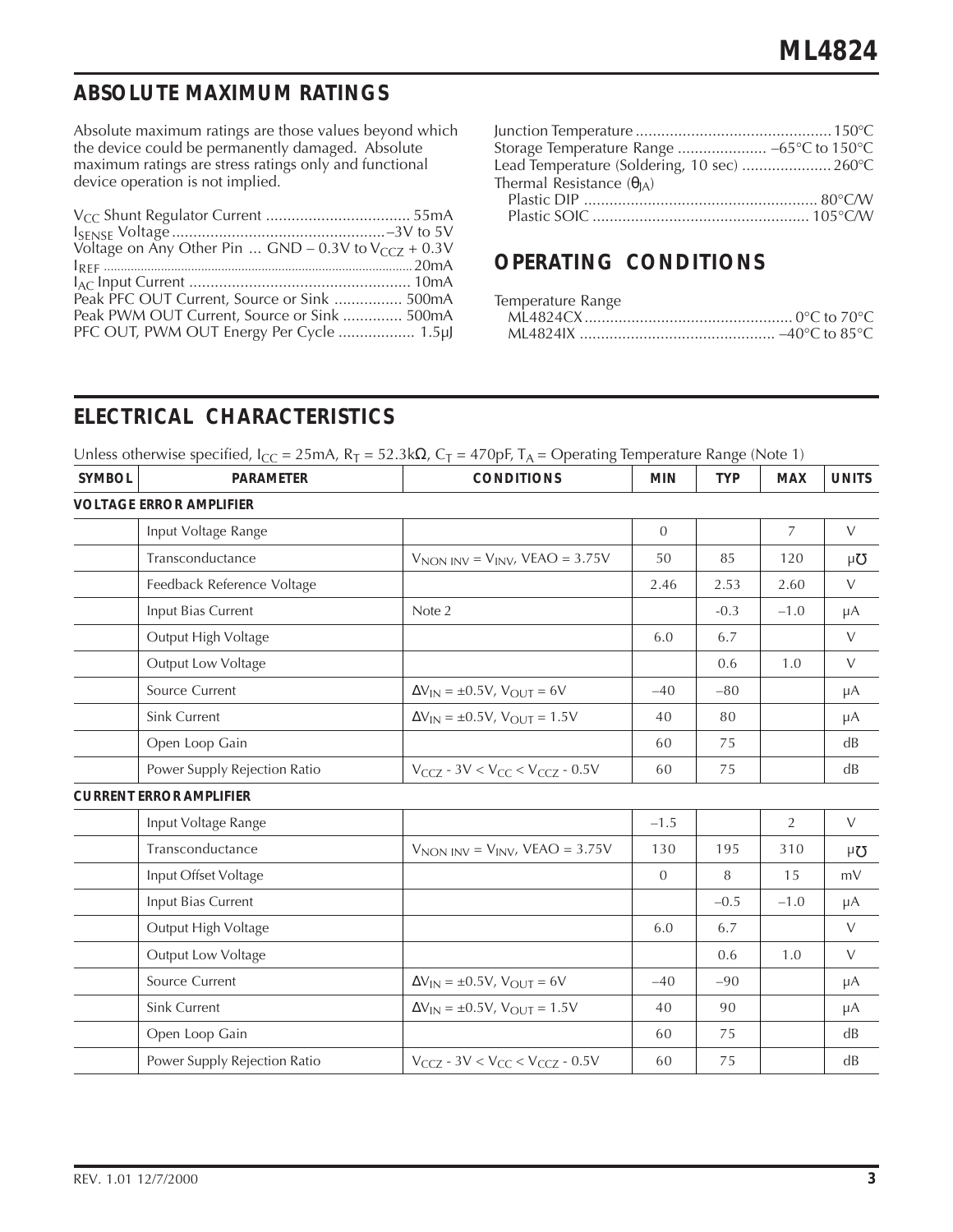## ABSOLUTE MAXIMUM RATINGS

Absolute maximum ratings are those values beyond which the device could be permanently damaged. Absolute maximum ratings are stress ratings only and functional device operation is not implied.

$V_{CC}$ Shunt Regulator Current .................................. 55mA
$I_{SENSE}$ Voltage .................................................. –3V to 5V
Voltage on Any Other Pin ... GND – 0.3V to $V_{CCZ}$ + 0.3V
$I_{REF}$ .................................................................. 20mA
$I_{AC}$ Input Current .................................................. 10mA
Peak PFC OUT Current, Source or Sink ................ 500mA
Peak PWM OUT Current, Source or Sink .............. 500mA
PFC OUT, PWM OUT Energy Per Cycle .................. 1.5µJ

Junction Temperature ............................................. 150°C
Storage Temperature Range ..................... –65°C to 150°C
Lead Temperature (Soldering, 10 sec) ..................... 260°C
Thermal Resistance ($\theta_{JA}$)
  Plastic DIP ....................................................... 80°C/W
  Plastic SOIC .................................................. 105°C/W

## OPERATING CONDITIONS

Temperature Range
  ML4824CX ................................................. 0°C to 70°C
  ML4824IX ............................................. –40°C to 85°C

## ELECTRICAL CHARACTERISTICS

Unless otherwise specified, $I_{CC}$ = 25mA, $R_T$ = 52.3kΩ, $C_T$ = 470pF, $T_A$ = Operating Temperature Range (Note 1)

| SYMBOL | PARAMETER | CONDITIONS | MIN | TYP | MAX | UNITS |
|---|---|---|---|---|---|---|
| **VOLTAGE ERROR AMPLIFIER** | | | | | | |
| | Input Voltage Range | | 0 | | 7 | V |
| | Transconductance | $V_{NON\ INV} = V_{INV}$, VEAO = 3.75V | 50 | 85 | 120 | µ℧ |
| | Feedback Reference Voltage | | 2.46 | 2.53 | 2.60 | V |
| | Input Bias Current | Note 2 | | -0.3 | –1.0 | µA |
| | Output High Voltage | | 6.0 | 6.7 | | V |
| | Output Low Voltage | | | 0.6 | 1.0 | V |
| | Source Current | $\Delta V_{IN} = \pm 0.5V$, $V_{OUT}$ = 6V | –40 | –80 | | µA |
| | Sink Current | $\Delta V_{IN} = \pm 0.5V$, $V_{OUT}$ = 1.5V | 40 | 80 | | µA |
| | Open Loop Gain | | 60 | 75 | | dB |
| | Power Supply Rejection Ratio | $V_{CCZ}$ - 3V < $V_{CC}$ < $V_{CCZ}$ - 0.5V | 60 | 75 | | dB |
| **CURRENT ERROR AMPLIFIER** | | | | | | |
| | Input Voltage Range | | –1.5 | | 2 | V |
| | Transconductance | $V_{NON\ INV} = V_{INV}$, VEAO = 3.75V | 130 | 195 | 310 | µ℧ |
| | Input Offset Voltage | | 0 | 8 | 15 | mV |
| | Input Bias Current | | | –0.5 | –1.0 | µA |
| | Output High Voltage | | 6.0 | 6.7 | | V |
| | Output Low Voltage | | | 0.6 | 1.0 | V |
| | Source Current | $\Delta V_{IN} = \pm 0.5V$, $V_{OUT}$ = 6V | –40 | –90 | | µA |
| | Sink Current | $\Delta V_{IN} = \pm 0.5V$, $V_{OUT}$ = 1.5V | 40 | 90 | | µA |
| | Open Loop Gain | | 60 | 75 | | dB |
| | Power Supply Rejection Ratio | $V_{CCZ}$ - 3V < $V_{CC}$ < $V_{CCZ}$ - 0.5V | 60 | 75 | | dB |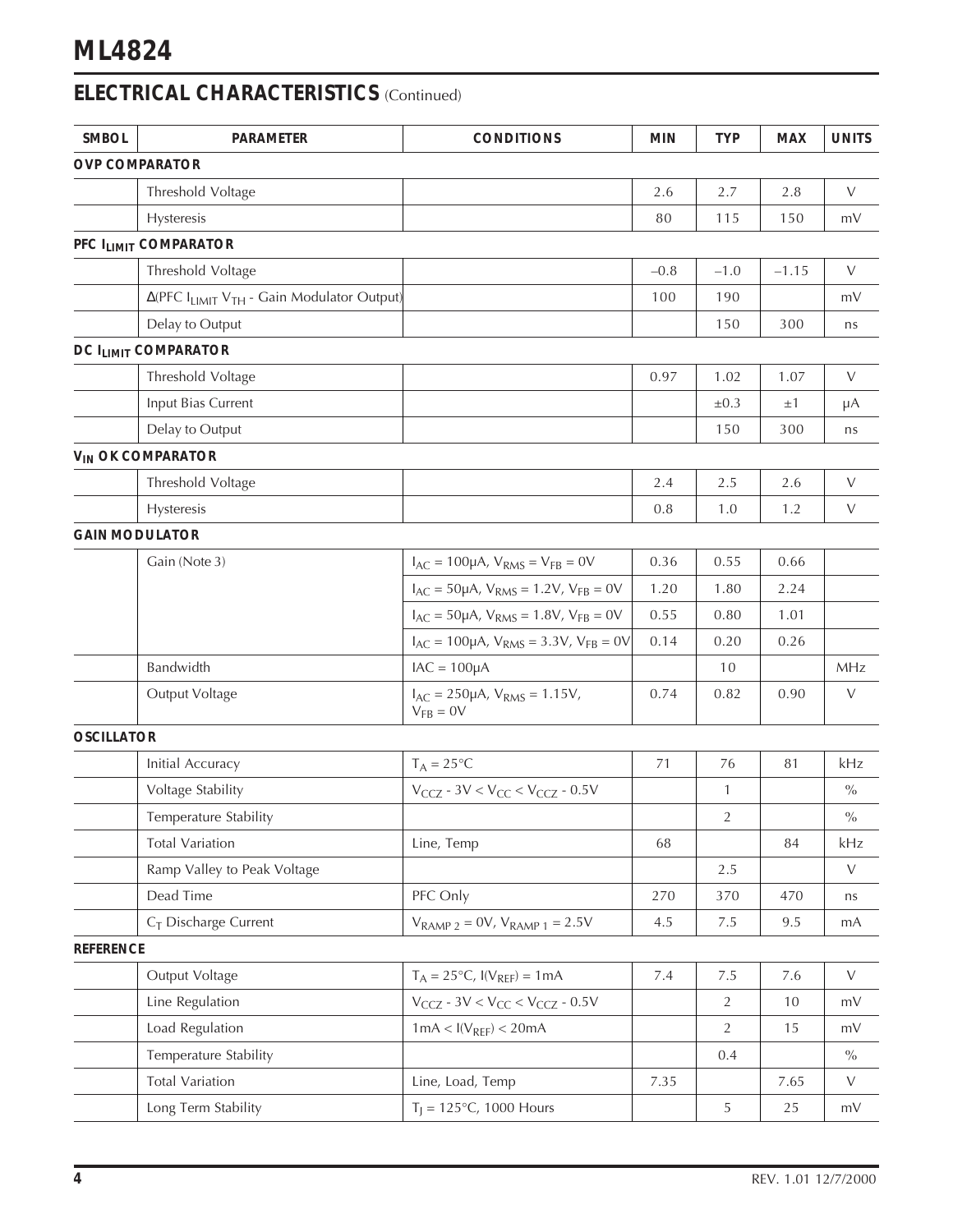# ML4824

## ELECTRICAL CHARACTERISTICS (Continued)

| SMBOL | PARAMETER | CONDITIONS | MIN | TYP | MAX | UNITS |
|---|---|---|---|---|---|---|
| **OVP COMPARATOR** | | | | | | |
| | Threshold Voltage | | 2.6 | 2.7 | 2.8 | V |
| | Hysteresis | | 80 | 115 | 150 | mV |
| **PFC $I_{LIMIT}$ COMPARATOR** | | | | | | |
| | Threshold Voltage | | –0.8 | –1.0 | –1.15 | V |
| | Δ(PFC $I_{LIMIT}$ $V_{TH}$ - Gain Modulator Output) | | 100 | 190 | | mV |
| | Delay to Output | | | 150 | 300 | ns |
| **DC $I_{LIMIT}$ COMPARATOR** | | | | | | |
| | Threshold Voltage | | 0.97 | 1.02 | 1.07 | V |
| | Input Bias Current | | | ±0.3 | ±1 | µA |
| | Delay to Output | | | 150 | 300 | ns |
| **$V_{IN}$ OK COMPARATOR** | | | | | | |
| | Threshold Voltage | | 2.4 | 2.5 | 2.6 | V |
| | Hysteresis | | 0.8 | 1.0 | 1.2 | V |
| **GAIN MODULATOR** | | | | | | |
| | Gain (Note 3) | $I_{AC}$ = 100µA, $V_{RMS}$ = $V_{FB}$ = 0V | 0.36 | 0.55 | 0.66 | |
| | | $I_{AC}$ = 50µA, $V_{RMS}$ = 1.2V, $V_{FB}$ = 0V | 1.20 | 1.80 | 2.24 | |
| | | $I_{AC}$ = 50µA, $V_{RMS}$ = 1.8V, $V_{FB}$ = 0V | 0.55 | 0.80 | 1.01 | |
| | | $I_{AC}$ = 100µA, $V_{RMS}$ = 3.3V, $V_{FB}$ = 0V | 0.14 | 0.20 | 0.26 | |
| | Bandwidth | IAC = 100µA | | 10 | | MHz |
| | Output Voltage | $I_{AC}$ = 250µA, $V_{RMS}$ = 1.15V, $V_{FB}$ = 0V | 0.74 | 0.82 | 0.90 | V |
| **OSCILLATOR** | | | | | | |
| | Initial Accuracy | $T_A$ = 25°C | 71 | 76 | 81 | kHz |
| | Voltage Stability | $V_{CCZ}$ - 3V < $V_{CC}$ < $V_{CCZ}$ - 0.5V | | 1 | | % |
| | Temperature Stability | | | 2 | | % |
| | Total Variation | Line, Temp | 68 | | 84 | kHz |
| | Ramp Valley to Peak Voltage | | | 2.5 | | V |
| | Dead Time | PFC Only | 270 | 370 | 470 | ns |
| | $C_T$ Discharge Current | $V_{RAMP\ 2}$ = 0V, $V_{RAMP\ 1}$ = 2.5V | 4.5 | 7.5 | 9.5 | mA |
| **REFERENCE** | | | | | | |
| | Output Voltage | $T_A$ = 25°C, I($V_{REF}$) = 1mA | 7.4 | 7.5 | 7.6 | V |
| | Line Regulation | $V_{CCZ}$ - 3V < $V_{CC}$ < $V_{CCZ}$ - 0.5V | | 2 | 10 | mV |
| | Load Regulation | 1mA < I($V_{REF}$) < 20mA | | 2 | 15 | mV |
| | Temperature Stability | | | 0.4 | | % |
| | Total Variation | Line, Load, Temp | 7.35 | | 7.65 | V |
| | Long Term Stability | $T_J$ = 125°C, 1000 Hours | | 5 | 25 | mV |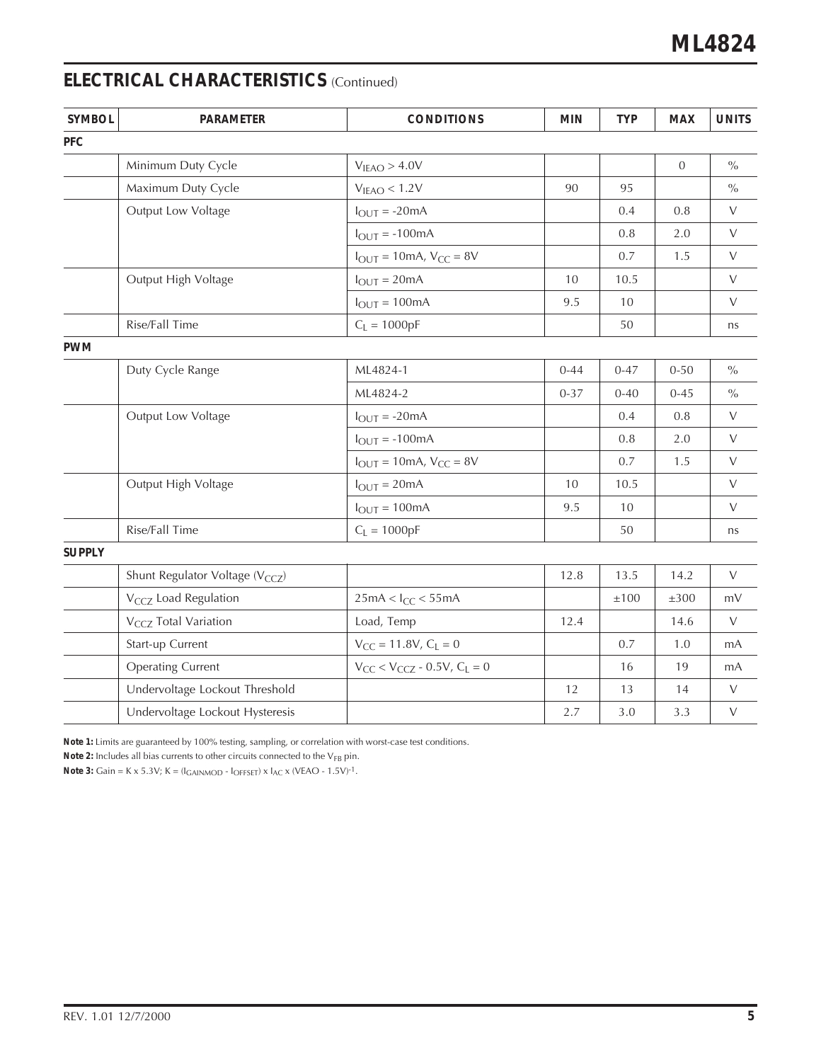## ELECTRICAL CHARACTERISTICS (Continued)

| SYMBOL | PARAMETER | CONDITIONS | MIN | TYP | MAX | UNITS |
|---|---|---|---|---|---|---|
| **PFC** | | | | | | |
| | Minimum Duty Cycle | $V_{IEAO} > 4.0V$ | | | 0 | % |
| | Maximum Duty Cycle | $V_{IEAO} < 1.2V$ | 90 | 95 | | % |
| | Output Low Voltage | $I_{OUT} = -20mA$ | | 0.4 | 0.8 | V |
| | | $I_{OUT} = -100mA$ | | 0.8 | 2.0 | V |
| | | $I_{OUT} = 10mA$, $V_{CC} = 8V$ | | 0.7 | 1.5 | V |
| | Output High Voltage | $I_{OUT} = 20mA$ | 10 | 10.5 | | V |
| | | $I_{OUT} = 100mA$ | 9.5 | 10 | | V |
| | Rise/Fall Time | $C_L = 1000pF$ | | 50 | | ns |
| **PWM** | | | | | | |
| | Duty Cycle Range | ML4824-1 | 0-44 | 0-47 | 0-50 | % |
| | | ML4824-2 | 0-37 | 0-40 | 0-45 | % |
| | Output Low Voltage | $I_{OUT} = -20mA$ | | 0.4 | 0.8 | V |
| | | $I_{OUT} = -100mA$ | | 0.8 | 2.0 | V |
| | | $I_{OUT} = 10mA$, $V_{CC} = 8V$ | | 0.7 | 1.5 | V |
| | Output High Voltage | $I_{OUT} = 20mA$ | 10 | 10.5 | | V |
| | | $I_{OUT} = 100mA$ | 9.5 | 10 | | V |
| | Rise/Fall Time | $C_L = 1000pF$ | | 50 | | ns |
| **SUPPLY** | | | | | | |
| | Shunt Regulator Voltage ($V_{CCZ}$) | | 12.8 | 13.5 | 14.2 | V |
| | $V_{CCZ}$ Load Regulation | $25mA < I_{CC} < 55mA$ | | ±100 | ±300 | mV |
| | $V_{CCZ}$ Total Variation | Load, Temp | 12.4 | | 14.6 | V |
| | Start-up Current | $V_{CC} = 11.8V$, $C_L = 0$ | | 0.7 | 1.0 | mA |
| | Operating Current | $V_{CC} < V_{CCZ} - 0.5V$, $C_L = 0$ | | 16 | 19 | mA |
| | Undervoltage Lockout Threshold | | 12 | 13 | 14 | V |
| | Undervoltage Lockout Hysteresis | | 2.7 | 3.0 | 3.3 | V |

**Note 1:** Limits are guaranteed by 100% testing, sampling, or correlation with worst-case test conditions.

**Note 2:** Includes all bias currents to other circuits connected to the $V_{FB}$ pin.

**Note 3:** Gain = K x 5.3V; $K = (I_{GAINMOD} - I_{OFFSET}) \times I_{AC} \times (VEAO - 1.5V)^{-1}$.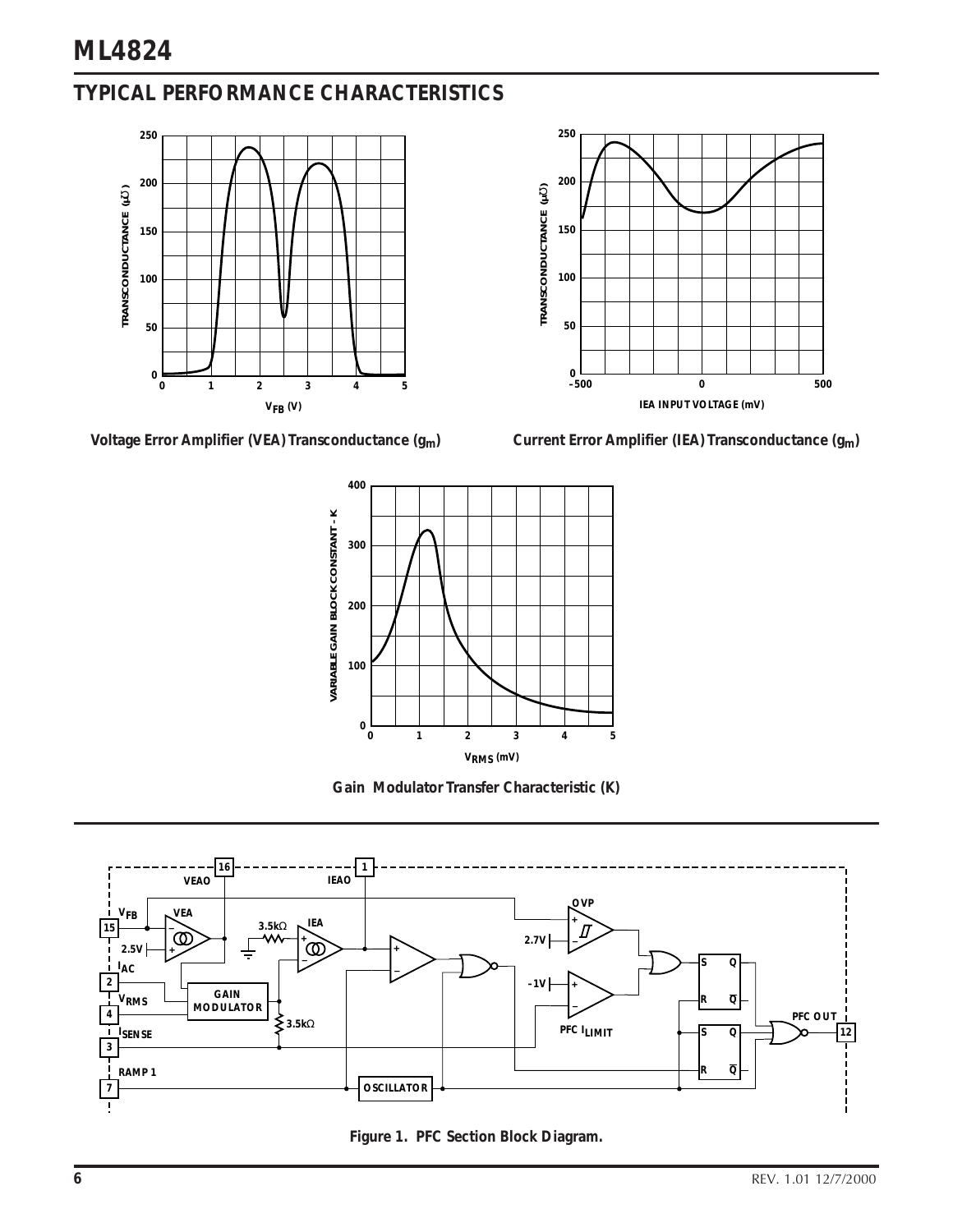## TYPICAL PERFORMANCE CHARACTERISTICS

Voltage Error Amplifier (VEA) Transconductance ($g_m$)

Current Error Amplifier (IEA) Transconductance ($g_m$)

Gain Modulator Transfer Characteristic (K)

Figure 1. PFC Section Block Diagram.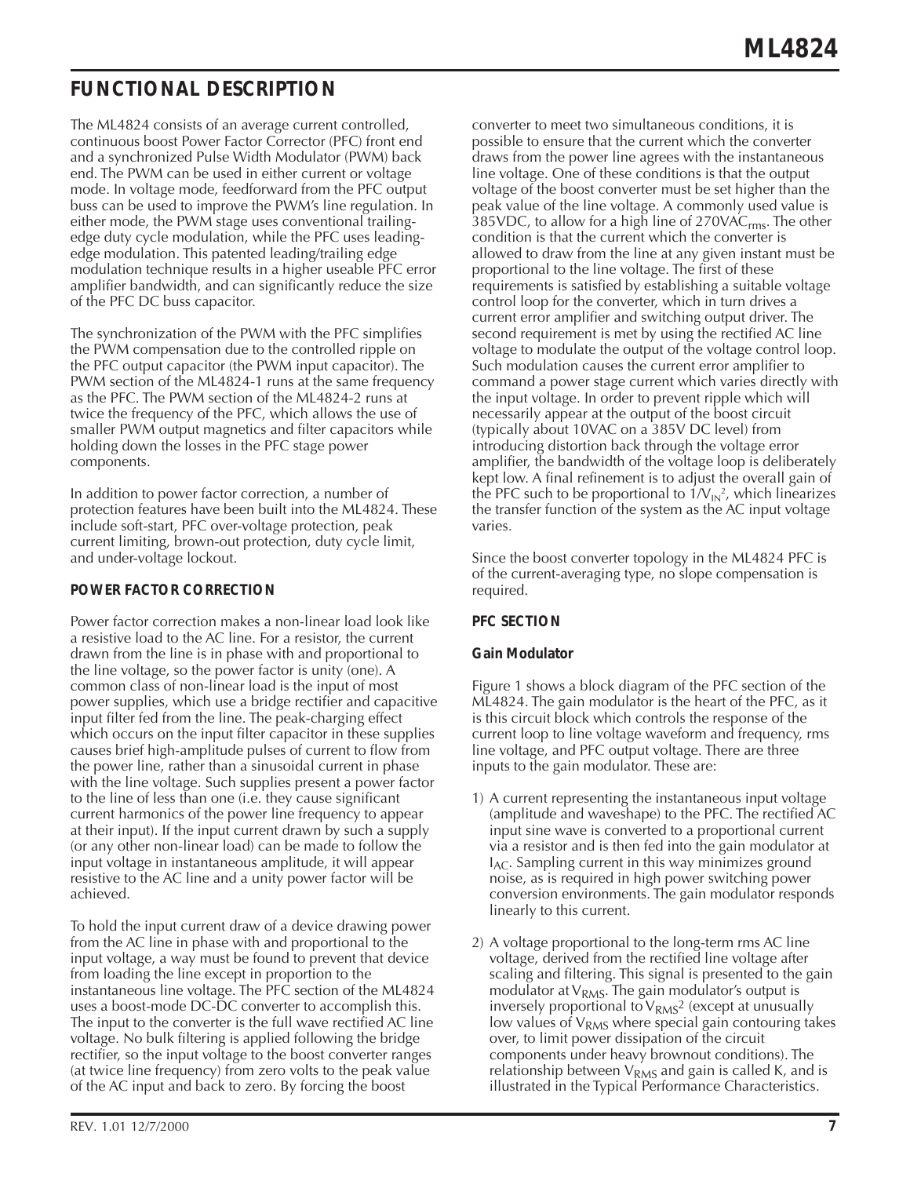## FUNCTIONAL DESCRIPTION

The ML4824 consists of an average current controlled, continuous boost Power Factor Corrector (PFC) front end and a synchronized Pulse Width Modulator (PWM) back end. The PWM can be used in either current or voltage mode. In voltage mode, feedforward from the PFC output buss can be used to improve the PWM's line regulation. In either mode, the PWM stage uses conventional trailing-edge duty cycle modulation, while the PFC uses leading-edge modulation. This patented leading/trailing edge modulation technique results in a higher useable PFC error amplifier bandwidth, and can significantly reduce the size of the PFC DC buss capacitor.

The synchronization of the PWM with the PFC simplifies the PWM compensation due to the controlled ripple on the PFC output capacitor (the PWM input capacitor). The PWM section of the ML4824-1 runs at the same frequency as the PFC. The PWM section of the ML4824-2 runs at twice the frequency of the PFC, which allows the use of smaller PWM output magnetics and filter capacitors while holding down the losses in the PFC stage power components.

In addition to power factor correction, a number of protection features have been built into the ML4824. These include soft-start, PFC over-voltage protection, peak current limiting, brown-out protection, duty cycle limit, and under-voltage lockout.

### POWER FACTOR CORRECTION

Power factor correction makes a non-linear load look like a resistive load to the AC line. For a resistor, the current drawn from the line is in phase with and proportional to the line voltage, so the power factor is unity (one). A common class of non-linear load is the input of most power supplies, which use a bridge rectifier and capacitive input filter fed from the line. The peak-charging effect which occurs on the input filter capacitor in these supplies causes brief high-amplitude pulses of current to flow from the power line, rather than a sinusoidal current in phase with the line voltage. Such supplies present a power factor to the line of less than one (i.e. they cause significant current harmonics of the power line frequency to appear at their input). If the input current drawn by such a supply (or any other non-linear load) can be made to follow the input voltage in instantaneous amplitude, it will appear resistive to the AC line and a unity power factor will be achieved.

To hold the input current draw of a device drawing power from the AC line in phase with and proportional to the input voltage, a way must be found to prevent that device from loading the line except in proportion to the instantaneous line voltage. The PFC section of the ML4824 uses a boost-mode DC-DC converter to accomplish this. The input to the converter is the full wave rectified AC line voltage. No bulk filtering is applied following the bridge rectifier, so the input voltage to the boost converter ranges (at twice line frequency) from zero volts to the peak value of the AC input and back to zero. By forcing the boost converter to meet two simultaneous conditions, it is possible to ensure that the current which the converter draws from the power line agrees with the instantaneous line voltage. One of these conditions is that the output voltage of the boost converter must be set higher than the peak value of the line voltage. A commonly used value is 385VDC, to allow for a high line of $270VAC_{rms}$. The other condition is that the current which the converter is allowed to draw from the line at any given instant must be proportional to the line voltage. The first of these requirements is satisfied by establishing a suitable voltage control loop for the converter, which in turn drives a current error amplifier and switching output driver. The second requirement is met by using the rectified AC line voltage to modulate the output of the voltage control loop. Such modulation causes the current error amplifier to command a power stage current which varies directly with the input voltage. In order to prevent ripple which will necessarily appear at the output of the boost circuit (typically about 10VAC on a 385V DC level) from introducing distortion back through the voltage error amplifier, the bandwidth of the voltage loop is deliberately kept low. A final refinement is to adjust the overall gain of the PFC such to be proportional to $1/V_{IN}^2$, which linearizes the transfer function of the system as the AC input voltage varies.

Since the boost converter topology in the ML4824 PFC is of the current-averaging type, no slope compensation is required.

### PFC SECTION

#### Gain Modulator

Figure 1 shows a block diagram of the PFC section of the ML4824. The gain modulator is the heart of the PFC, as it is this circuit block which controls the response of the current loop to line voltage waveform and frequency, rms line voltage, and PFC output voltage. There are three inputs to the gain modulator. These are:

1) A current representing the instantaneous input voltage (amplitude and waveshape) to the PFC. The rectified AC input sine wave is converted to a proportional current via a resistor and is then fed into the gain modulator at $I_{AC}$. Sampling current in this way minimizes ground noise, as is required in high power switching power conversion environments. The gain modulator responds linearly to this current.

2) A voltage proportional to the long-term rms AC line voltage, derived from the rectified line voltage after scaling and filtering. This signal is presented to the gain modulator at $V_{RMS}$. The gain modulator's output is inversely proportional to $V_{RMS}^2$ (except at unusually low values of $V_{RMS}$ where special gain contouring takes over, to limit power dissipation of the circuit components under heavy brownout conditions). The relationship between $V_{RMS}$ and gain is called K, and is illustrated in the Typical Performance Characteristics.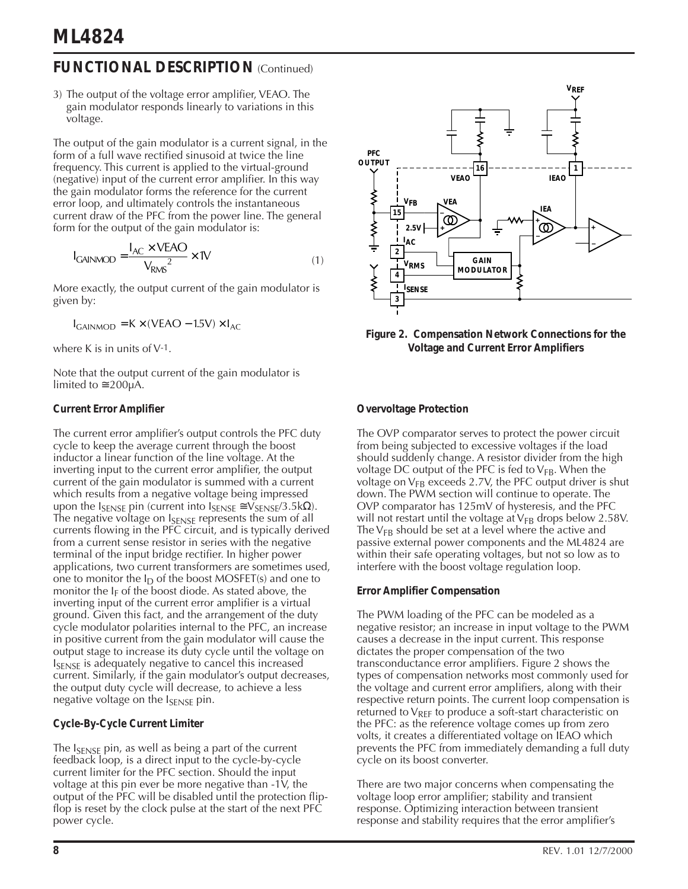## FUNCTIONAL DESCRIPTION (Continued)

3) The output of the voltage error amplifier, VEAO. The gain modulator responds linearly to variations in this voltage.

The output of the gain modulator is a current signal, in the form of a full wave rectified sinusoid at twice the line frequency. This current is applied to the virtual-ground (negative) input of the current error amplifier. In this way the gain modulator forms the reference for the current error loop, and ultimately controls the instantaneous current draw of the PFC from the power line. The general form for the output of the gain modulator is:

$$I_{GAINMOD} = \frac{I_{AC} \times VEAO}{V_{RMS}^2} \times 1V \qquad (1)$$

More exactly, the output current of the gain modulator is given by:

$$I_{GAINMOD} = K \times (VEAO - 1.5V) \times I_{AC}$$

where K is in units of $V^{-1}$.

Note that the output current of the gain modulator is limited to ≅200μA.

### Current Error Amplifier

The current error amplifier's output controls the PFC duty cycle to keep the average current through the boost inductor a linear function of the line voltage. At the inverting input to the current error amplifier, the output current of the gain modulator is summed with a current which results from a negative voltage being impressed upon the $I_{SENSE}$ pin (current into $I_{SENSE} \cong V_{SENSE}/3.5k\Omega$). The negative voltage on $I_{SENSE}$ represents the sum of all currents flowing in the PFC circuit, and is typically derived from a current sense resistor in series with the negative terminal of the input bridge rectifier. In higher power applications, two current transformers are sometimes used, one to monitor the $I_D$ of the boost MOSFET(s) and one to monitor the $I_F$ of the boost diode. As stated above, the inverting input of the current error amplifier is a virtual ground. Given this fact, and the arrangement of the duty cycle modulator polarities internal to the PFC, an increase in positive current from the gain modulator will cause the output stage to increase its duty cycle until the voltage on $I_{SENSE}$ is adequately negative to cancel this increased current. Similarly, if the gain modulator's output decreases, the output duty cycle will decrease, to achieve a less negative voltage on the $I_{SENSE}$ pin.

### Cycle-By-Cycle Current Limiter

The $I_{SENSE}$ pin, as well as being a part of the current feedback loop, is a direct input to the cycle-by-cycle current limiter for the PFC section. Should the input voltage at this pin ever be more negative than -1V, the output of the PFC will be disabled until the protection flip-flop is reset by the clock pulse at the start of the next PFC power cycle.

**Figure 2. Compensation Network Connections for the Voltage and Current Error Amplifiers**

### Overvoltage Protection

The OVP comparator serves to protect the power circuit from being subjected to excessive voltages if the load should suddenly change. A resistor divider from the high voltage DC output of the PFC is fed to $V_{FB}$. When the voltage on $V_{FB}$ exceeds 2.7V, the PFC output driver is shut down. The PWM section will continue to operate. The OVP comparator has 125mV of hysteresis, and the PFC will not restart until the voltage at $V_{FB}$ drops below 2.58V. The $V_{FB}$ should be set at a level where the active and passive external power components and the ML4824 are within their safe operating voltages, but not so low as to interfere with the boost voltage regulation loop.

### Error Amplifier Compensation

The PWM loading of the PFC can be modeled as a negative resistor; an increase in input voltage to the PWM causes a decrease in the input current. This response dictates the proper compensation of the two transconductance error amplifiers. Figure 2 shows the types of compensation networks most commonly used for the voltage and current error amplifiers, along with their respective return points. The current loop compensation is returned to $V_{REF}$ to produce a soft-start characteristic on the PFC: as the reference voltage comes up from zero volts, it creates a differentiated voltage on IEAO which prevents the PFC from immediately demanding a full duty cycle on its boost converter.

There are two major concerns when compensating the voltage loop error amplifier; stability and transient response. Optimizing interaction between transient response and stability requires that the error amplifier's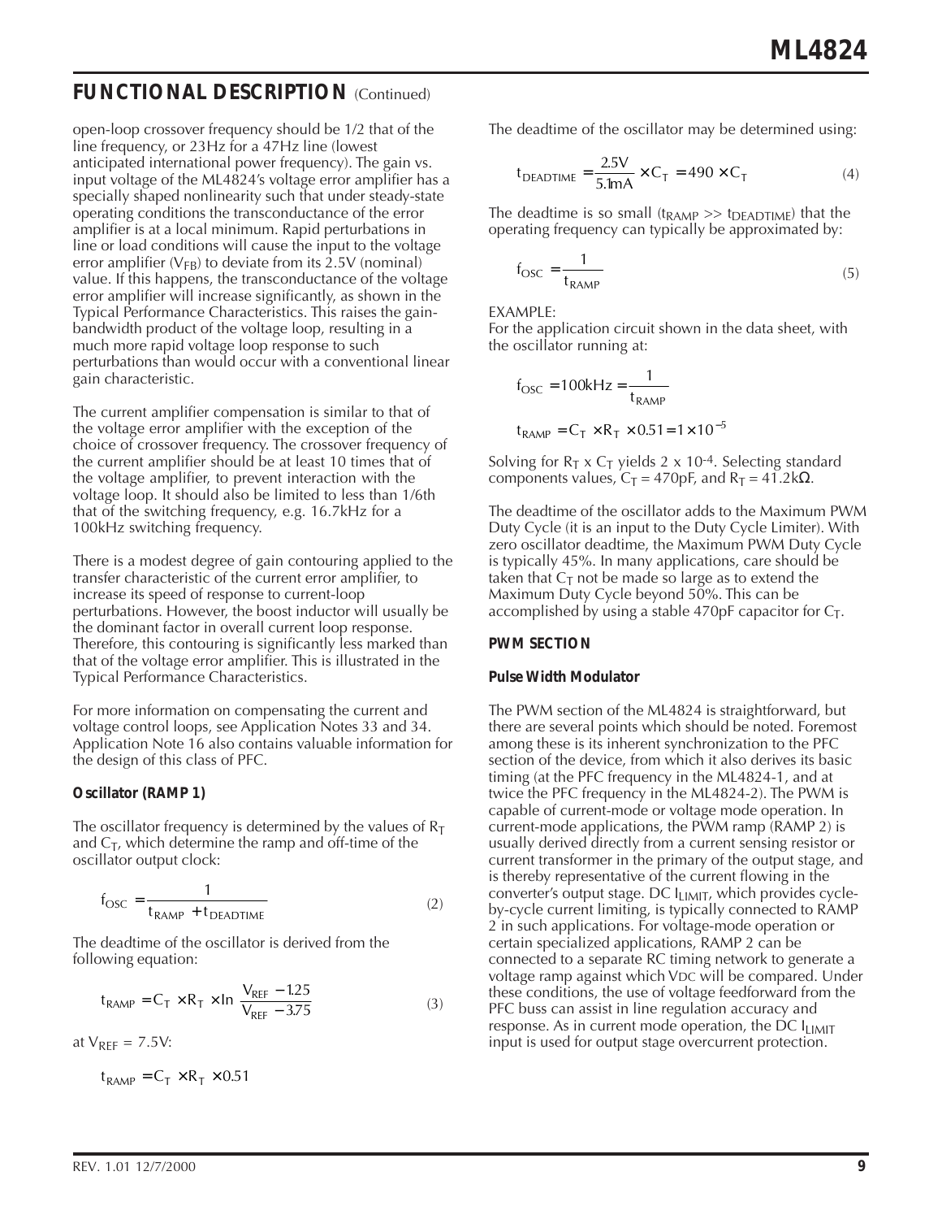## FUNCTIONAL DESCRIPTION (Continued)

open-loop crossover frequency should be 1/2 that of the line frequency, or 23Hz for a 47Hz line (lowest anticipated international power frequency). The gain vs. input voltage of the ML4824's voltage error amplifier has a specially shaped nonlinearity such that under steady-state operating conditions the transconductance of the error amplifier is at a local minimum. Rapid perturbations in line or load conditions will cause the input to the voltage error amplifier ($V_{FB}$) to deviate from its 2.5V (nominal) value. If this happens, the transconductance of the voltage error amplifier will increase significantly, as shown in the Typical Performance Characteristics. This raises the gain-bandwidth product of the voltage loop, resulting in a much more rapid voltage loop response to such perturbations than would occur with a conventional linear gain characteristic.

The current amplifier compensation is similar to that of the voltage error amplifier with the exception of the choice of crossover frequency. The crossover frequency of the current amplifier should be at least 10 times that of the voltage amplifier, to prevent interaction with the voltage loop. It should also be limited to less than 1/6th that of the switching frequency, e.g. 16.7kHz for a 100kHz switching frequency.

There is a modest degree of gain contouring applied to the transfer characteristic of the current error amplifier, to increase its speed of response to current-loop perturbations. However, the boost inductor will usually be the dominant factor in overall current loop response. Therefore, this contouring is significantly less marked than that of the voltage error amplifier. This is illustrated in the Typical Performance Characteristics.

For more information on compensating the current and voltage control loops, see Application Notes 33 and 34. Application Note 16 also contains valuable information for the design of this class of PFC.

### Oscillator (RAMP 1)

The oscillator frequency is determined by the values of $R_T$ and $C_T$, which determine the ramp and off-time of the oscillator output clock:

$$f_{OSC} = \frac{1}{t_{RAMP} + t_{DEADTIME}} \quad (2)$$

The deadtime of the oscillator is derived from the following equation:

$$t_{RAMP} = C_T \times R_T \times \ln \frac{V_{REF} - 1.25}{V_{REF} - 3.75} \quad (3)$$

at $V_{REF} = 7.5V$:

$$t_{RAMP} = C_T \times R_T \times 0.51$$

The deadtime of the oscillator may be determined using:

$$t_{DEADTIME} = \frac{2.5V}{5.1mA} \times C_T = 490 \times C_T \quad (4)$$

The deadtime is so small ($t_{RAMP} >> t_{DEADTIME}$) that the operating frequency can typically be approximated by:

$$f_{OSC} = \frac{1}{t_{RAMP}} \quad (5)$$

EXAMPLE:
For the application circuit shown in the data sheet, with the oscillator running at:

$$f_{OSC} = 100kHz = \frac{1}{t_{RAMP}}$$

$$t_{RAMP} = C_T \times R_T \times 0.51 = 1 \times 10^{-5}$$

Solving for $R_T$ x $C_T$ yields 2 x $10^{-4}$. Selecting standard components values, $C_T$ = 470pF, and $R_T$ = 41.2kΩ.

The deadtime of the oscillator adds to the Maximum PWM Duty Cycle (it is an input to the Duty Cycle Limiter). With zero oscillator deadtime, the Maximum PWM Duty Cycle is typically 45%. In many applications, care should be taken that $C_T$ not be made so large as to extend the Maximum Duty Cycle beyond 50%. This can be accomplished by using a stable 470pF capacitor for $C_T$.

### PWM SECTION

#### Pulse Width Modulator

The PWM section of the ML4824 is straightforward, but there are several points which should be noted. Foremost among these is its inherent synchronization to the PFC section of the device, from which it also derives its basic timing (at the PFC frequency in the ML4824-1, and at twice the PFC frequency in the ML4824-2). The PWM is capable of current-mode or voltage mode operation. In current-mode applications, the PWM ramp (RAMP 2) is usually derived directly from a current sensing resistor or current transformer in the primary of the output stage, and is thereby representative of the current flowing in the converter's output stage. DC $I_{LIMIT}$, which provides cycle-by-cycle current limiting, is typically connected to RAMP 2 in such applications. For voltage-mode operation or certain specialized applications, RAMP 2 can be connected to a separate RC timing network to generate a voltage ramp against which VDC will be compared. Under these conditions, the use of voltage feedforward from the PFC buss can assist in line regulation accuracy and response. As in current mode operation, the DC $I_{LIMIT}$ input is used for output stage overcurrent protection.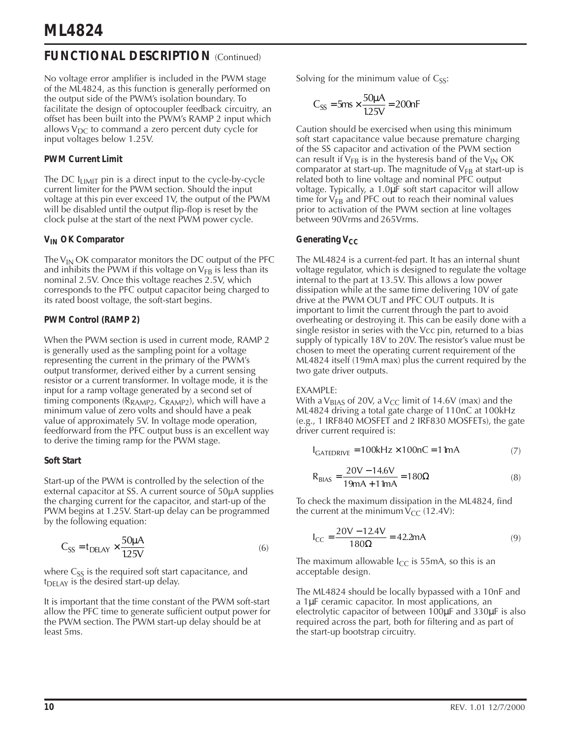## FUNCTIONAL DESCRIPTION (Continued)

No voltage error amplifier is included in the PWM stage of the ML4824, as this function is generally performed on the output side of the PWM's isolation boundary. To facilitate the design of optocoupler feedback circuitry, an offset has been built into the PWM's RAMP 2 input which allows $V_{DC}$ to command a zero percent duty cycle for input voltages below 1.25V.

### PWM Current Limit

The DC $I_{LIMIT}$ pin is a direct input to the cycle-by-cycle current limiter for the PWM section. Should the input voltage at this pin ever exceed 1V, the output of the PWM will be disabled until the output flip-flop is reset by the clock pulse at the start of the next PWM power cycle.

### $V_{IN}$ OK Comparator

The $V_{IN}$ OK comparator monitors the DC output of the PFC and inhibits the PWM if this voltage on $V_{FB}$ is less than its nominal 2.5V. Once this voltage reaches 2.5V, which corresponds to the PFC output capacitor being charged to its rated boost voltage, the soft-start begins.

### PWM Control (RAMP 2)

When the PWM section is used in current mode, RAMP 2 is generally used as the sampling point for a voltage representing the current in the primary of the PWM's output transformer, derived either by a current sensing resistor or a current transformer. In voltage mode, it is the input for a ramp voltage generated by a second set of timing components ($R_{RAMP2}$, $C_{RAMP2}$), which will have a minimum value of zero volts and should have a peak value of approximately 5V. In voltage mode operation, feedforward from the PFC output buss is an excellent way to derive the timing ramp for the PWM stage.

### Soft Start

Start-up of the PWM is controlled by the selection of the external capacitor at SS. A current source of 50µA supplies the charging current for the capacitor, and start-up of the PWM begins at 1.25V. Start-up delay can be programmed by the following equation:

$$C_{SS} = t_{DELAY} \times \frac{50\mu A}{1.25V} \tag{6}$$

where $C_{SS}$ is the required soft start capacitance, and $t_{DELAY}$ is the desired start-up delay.

It is important that the time constant of the PWM soft-start allow the PFC time to generate sufficient output power for the PWM section. The PWM start-up delay should be at least 5ms.

Solving for the minimum value of $C_{SS}$:

$$C_{SS} = 5ms \times \frac{50\mu A}{1.25V} = 200nF$$

Caution should be exercised when using this minimum soft start capacitance value because premature charging of the SS capacitor and activation of the PWM section can result if $V_{FB}$ is in the hysteresis band of the $V_{IN}$ OK comparator at start-up. The magnitude of $V_{FB}$ at start-up is related both to line voltage and nominal PFC output voltage. Typically, a 1.0µF soft start capacitor will allow time for $V_{FB}$ and PFC out to reach their nominal values prior to activation of the PWM section at line voltages between 90Vrms and 265Vrms.

### Generating $V_{CC}$

The ML4824 is a current-fed part. It has an internal shunt voltage regulator, which is designed to regulate the voltage internal to the part at 13.5V. This allows a low power dissipation while at the same time delivering 10V of gate drive at the PWM OUT and PFC OUT outputs. It is important to limit the current through the part to avoid overheating or destroying it. This can be easily done with a single resistor in series with the Vcc pin, returned to a bias supply of typically 18V to 20V. The resistor's value must be chosen to meet the operating current requirement of the ML4824 itself (19mA max) plus the current required by the two gate driver outputs.

EXAMPLE:
With a $V_{BIAS}$ of 20V, a $V_{CC}$ limit of 14.6V (max) and the ML4824 driving a total gate charge of 110nC at 100kHz (e.g., 1 IRF840 MOSFET and 2 IRF830 MOSFETs), the gate driver current required is:

$$I_{GATEDRIVE} = 100kHz \times 100nC = 11mA \tag{7}$$

$$R_{BIAS} = \frac{20V - 14.6V}{19mA + 11mA} = 180\Omega \tag{8}$$

To check the maximum dissipation in the ML4824, find the current at the minimum $V_{CC}$ (12.4V):

$$I_{CC} = \frac{20V - 12.4V}{180\Omega} = 42.2mA \tag{9}$$

The maximum allowable $I_{CC}$ is 55mA, so this is an acceptable design.

The ML4824 should be locally bypassed with a 10nF and a 1µF ceramic capacitor. In most applications, an electrolytic capacitor of between 100µF and 330µF is also required across the part, both for filtering and as part of the start-up bootstrap circuitry.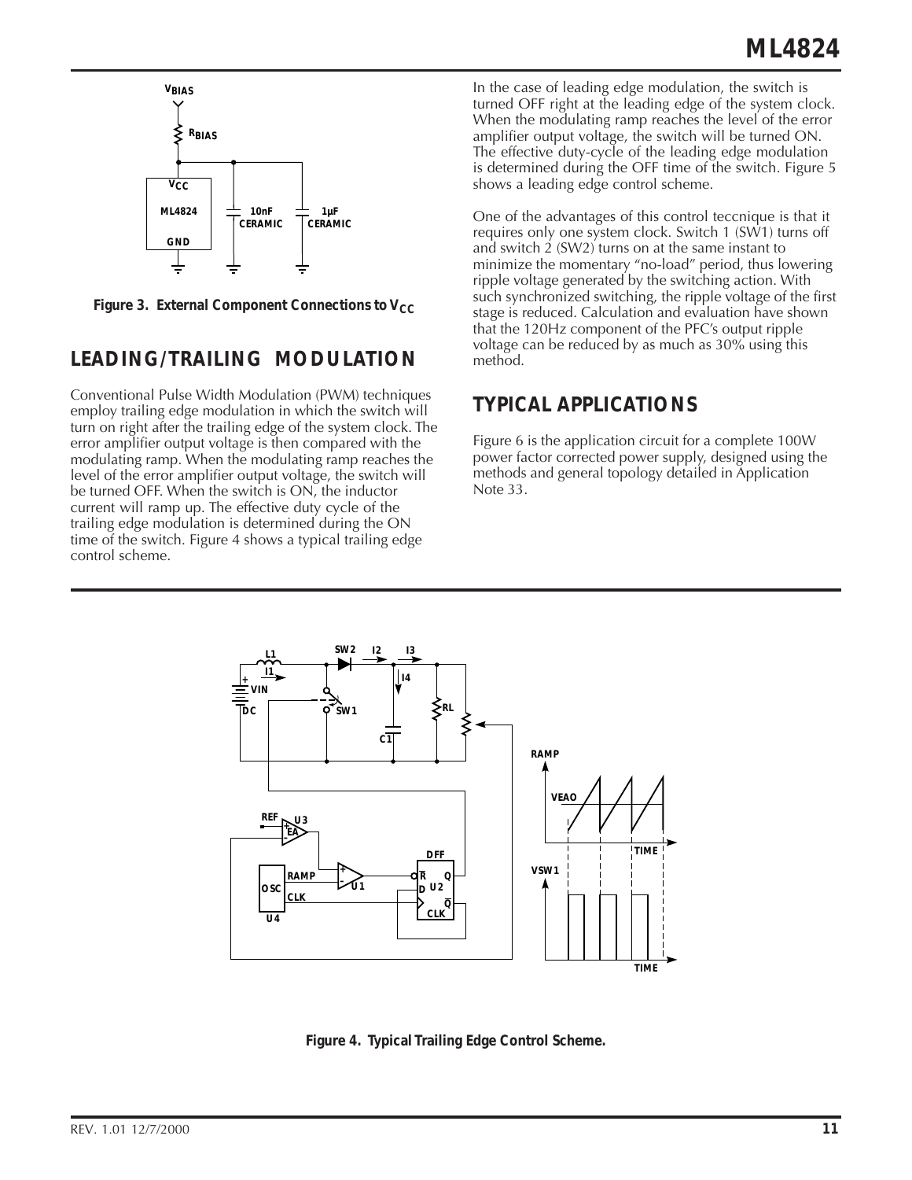Figure 3. External Component Connections to $V_{CC}$

## LEADING/TRAILING MODULATION

Conventional Pulse Width Modulation (PWM) techniques employ trailing edge modulation in which the switch will turn on right after the trailing edge of the system clock. The error amplifier output voltage is then compared with the modulating ramp. When the modulating ramp reaches the level of the error amplifier output voltage, the switch will be turned OFF. When the switch is ON, the inductor current will ramp up. The effective duty cycle of the trailing edge modulation is determined during the ON time of the switch. Figure 4 shows a typical trailing edge control scheme.

In the case of leading edge modulation, the switch is turned OFF right at the leading edge of the system clock. When the modulating ramp reaches the level of the error amplifier output voltage, the switch will be turned ON. The effective duty-cycle of the leading edge modulation is determined during the OFF time of the switch. Figure 5 shows a leading edge control scheme.

One of the advantages of this control teccnique is that it requires only one system clock. Switch 1 (SW1) turns off and switch 2 (SW2) turns on at the same instant to minimize the momentary "no-load" period, thus lowering ripple voltage generated by the switching action. With such synchronized switching, the ripple voltage of the first stage is reduced. Calculation and evaluation have shown that the 120Hz component of the PFC's output ripple voltage can be reduced by as much as 30% using this method.

## TYPICAL APPLICATIONS

Figure 6 is the application circuit for a complete 100W power factor corrected power supply, designed using the methods and general topology detailed in Application Note 33.

Figure 4. Typical Trailing Edge Control Scheme.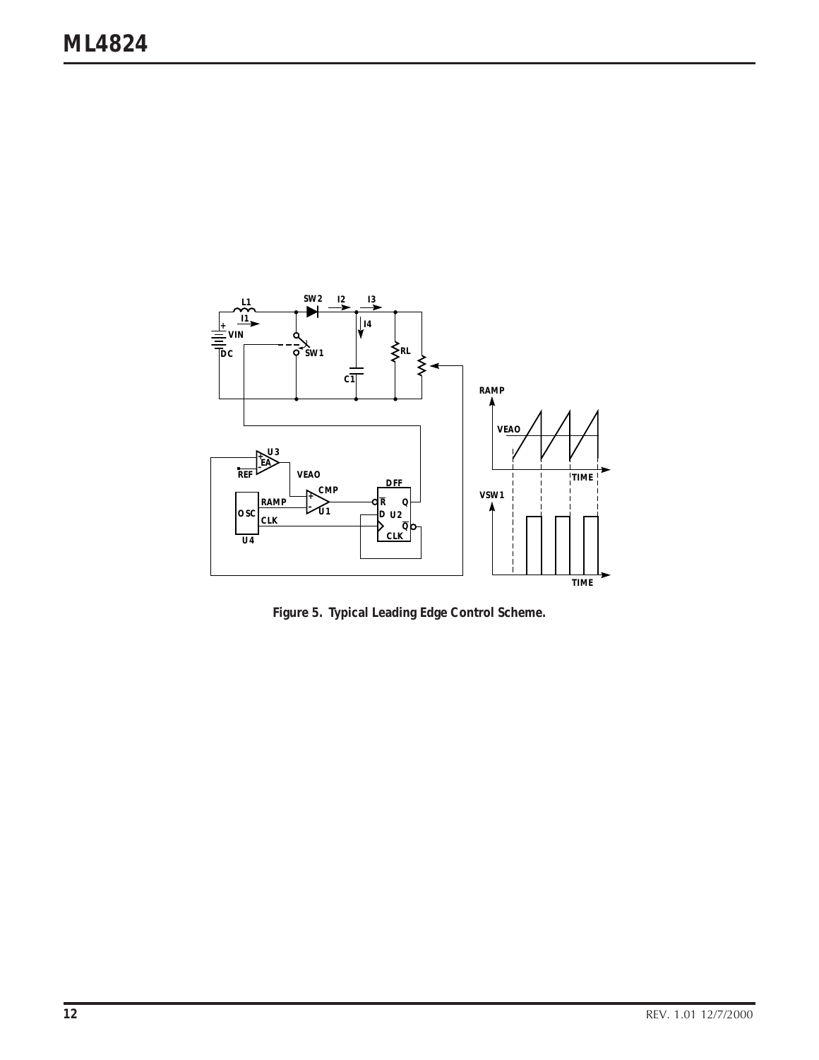Figure 5. Typical Leading Edge Control Scheme.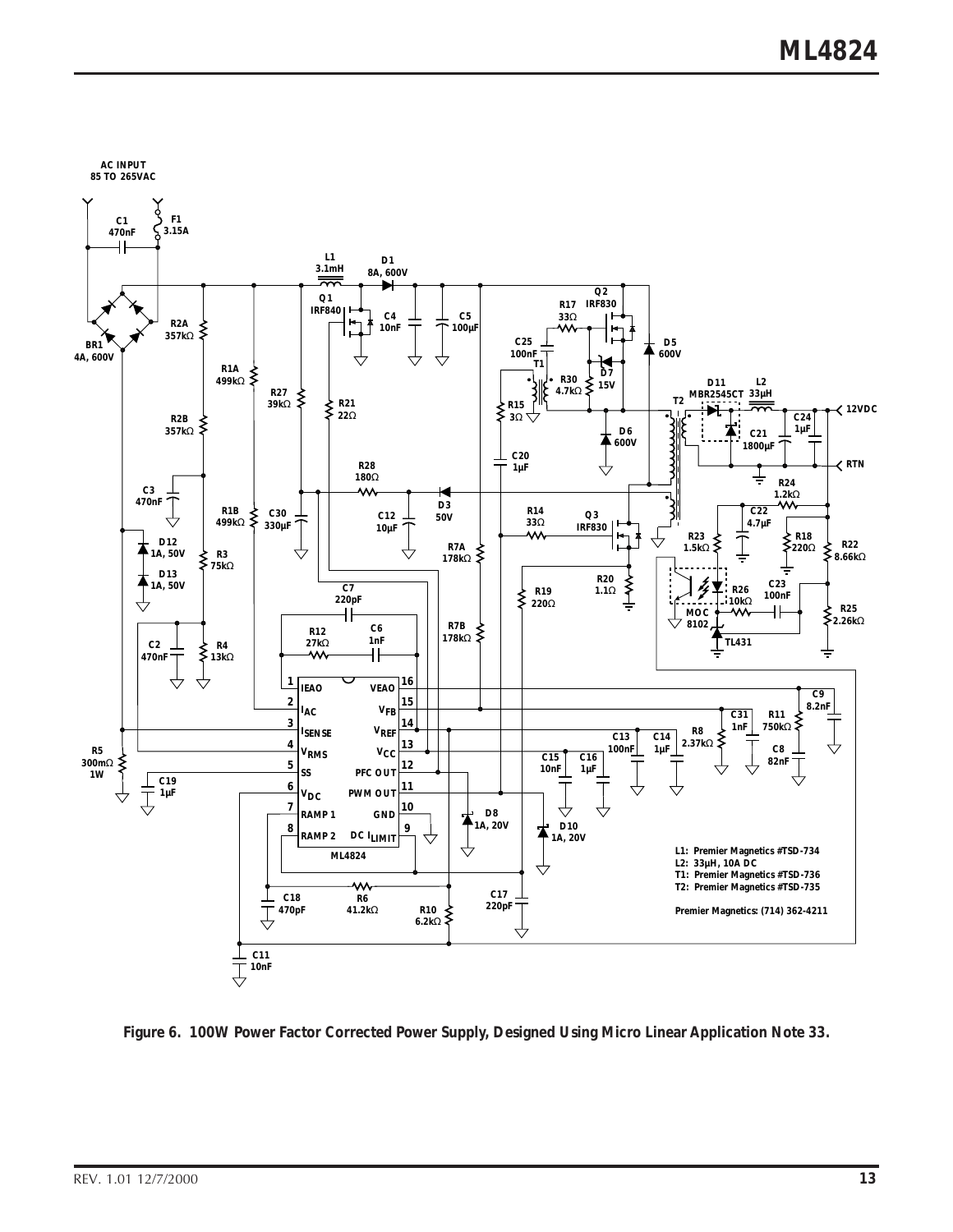AC INPUT
85 TO 265VAC

L1: Premier Magnetics #TSD-734
L2: 33µH, 10A DC
T1: Premier Magnetics #TSD-736
T2: Premier Magnetics #TSD-735

Premier Magnetics: (714) 362-4211

**Figure 6. 100W Power Factor Corrected Power Supply, Designed Using Micro Linear Application Note 33.**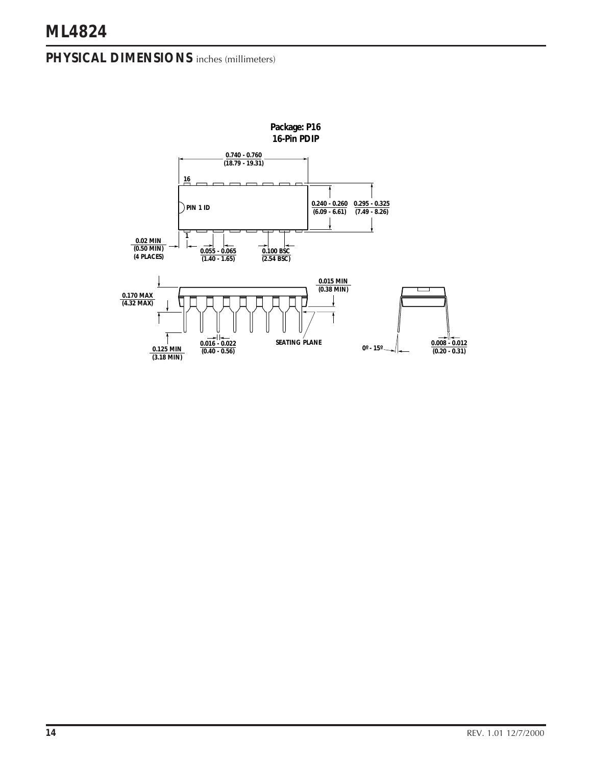## PHYSICAL DIMENSIONS inches (millimeters)

**Package: P16**
**16-Pin PDIP**

0.740 - 0.760
(18.79 - 19.31)

16

PIN 1 ID

0.240 - 0.260
(6.09 - 6.61)

0.295 - 0.325
(7.49 - 8.26)

1

0.02 MIN
(0.50 MIN)
(4 PLACES)

0.055 - 0.065
(1.40 - 1.65)

0.100 BSC
(2.54 BSC)

0.170 MAX
(4.32 MAX)

0.015 MIN
(0.38 MIN)

0.125 MIN
(3.18 MIN)

0.016 - 0.022
(0.40 - 0.56)

SEATING PLANE

0º - 15º

0.008 - 0.012
(0.20 - 0.31)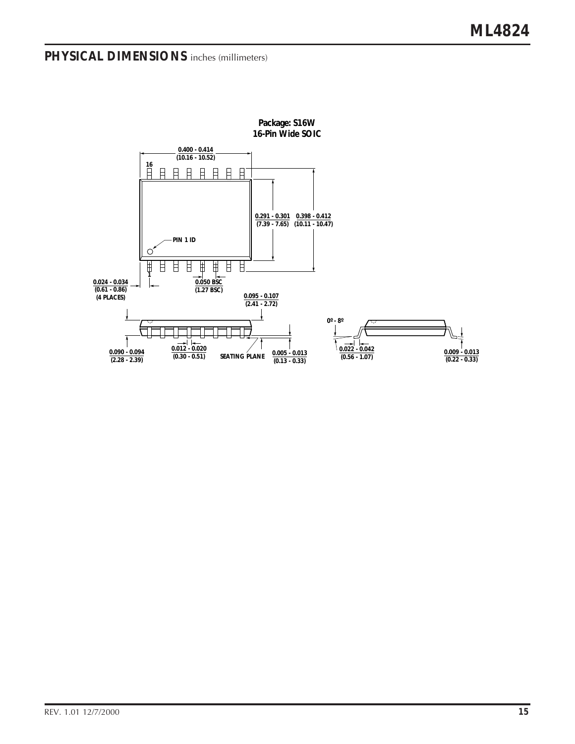## PHYSICAL DIMENSIONS inches (millimeters)

**Package: S16W**
**16-Pin Wide SOIC**

0.400 - 0.414 (10.16 - 10.52)

16

0.291 - 0.301 (7.39 - 7.65)

0.398 - 0.412 (10.11 - 10.47)

PIN 1 ID

1

0.024 - 0.034 (0.61 - 0.86) (4 PLACES)

0.050 BSC (1.27 BSC)

0.095 - 0.107 (2.41 - 2.72)

0º - 8º

0.090 - 0.094 (2.28 - 2.39)

0.012 - 0.020 (0.30 - 0.51)

SEATING PLANE

0.005 - 0.013 (0.13 - 0.33)

0.022 - 0.042 (0.56 - 1.07)

0.009 - 0.013 (0.22 - 0.33)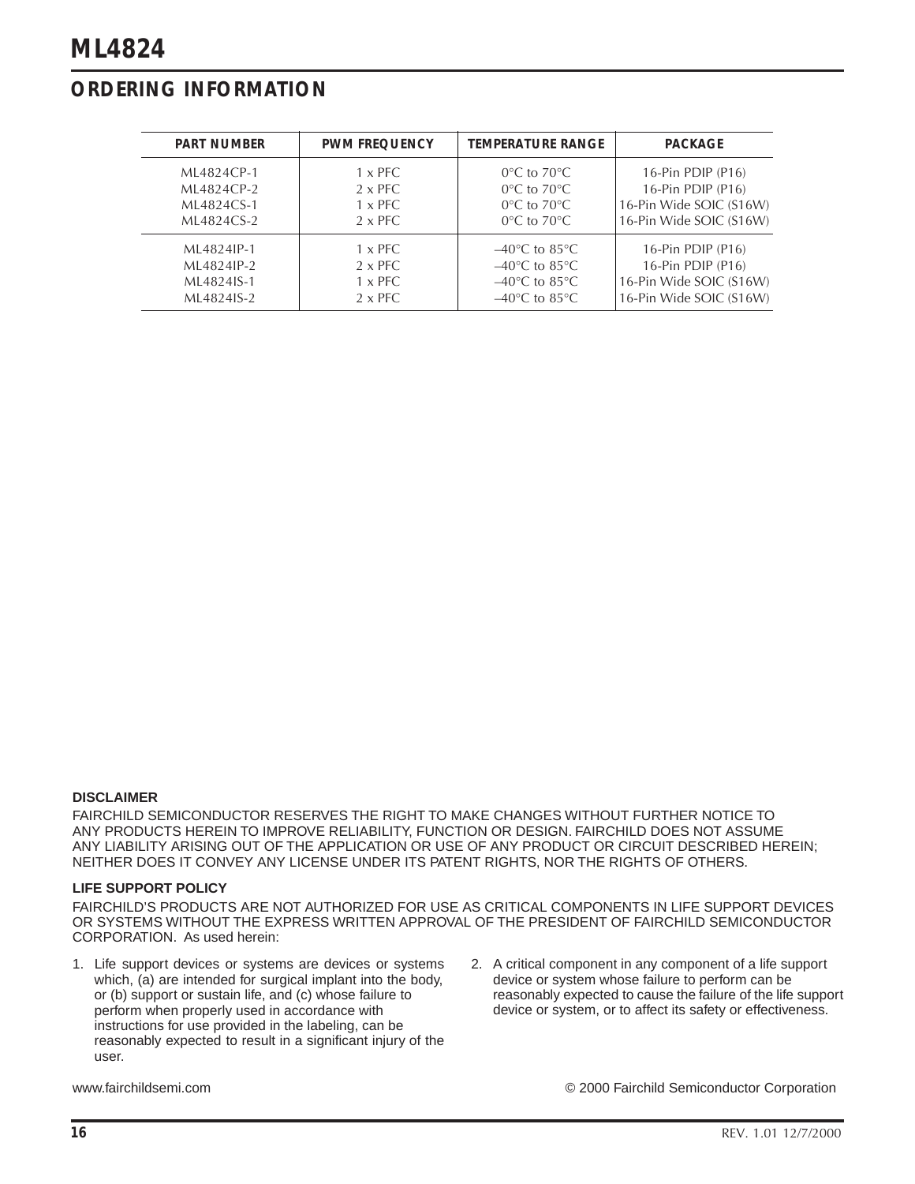## ORDERING INFORMATION

| PART NUMBER | PWM FREQUENCY | TEMPERATURE RANGE | PACKAGE |
|---|---|---|---|
| ML4824CP-1 | 1 x PFC | 0°C to 70°C | 16-Pin PDIP (P16) |
| ML4824CP-2 | 2 x PFC | 0°C to 70°C | 16-Pin PDIP (P16) |
| ML4824CS-1 | 1 x PFC | 0°C to 70°C | 16-Pin Wide SOIC (S16W) |
| ML4824CS-2 | 2 x PFC | 0°C to 70°C | 16-Pin Wide SOIC (S16W) |
| ML4824IP-1 | 1 x PFC | –40°C to 85°C | 16-Pin PDIP (P16) |
| ML4824IP-2 | 2 x PFC | –40°C to 85°C | 16-Pin PDIP (P16) |
| ML4824IS-1 | 1 x PFC | –40°C to 85°C | 16-Pin Wide SOIC (S16W) |
| ML4824IS-2 | 2 x PFC | –40°C to 85°C | 16-Pin Wide SOIC (S16W) |

**DISCLAIMER**

FAIRCHILD SEMICONDUCTOR RESERVES THE RIGHT TO MAKE CHANGES WITHOUT FURTHER NOTICE TO ANY PRODUCTS HEREIN TO IMPROVE RELIABILITY, FUNCTION OR DESIGN. FAIRCHILD DOES NOT ASSUME ANY LIABILITY ARISING OUT OF THE APPLICATION OR USE OF ANY PRODUCT OR CIRCUIT DESCRIBED HEREIN; NEITHER DOES IT CONVEY ANY LICENSE UNDER ITS PATENT RIGHTS, NOR THE RIGHTS OF OTHERS.

**LIFE SUPPORT POLICY**

FAIRCHILD'S PRODUCTS ARE NOT AUTHORIZED FOR USE AS CRITICAL COMPONENTS IN LIFE SUPPORT DEVICES OR SYSTEMS WITHOUT THE EXPRESS WRITTEN APPROVAL OF THE PRESIDENT OF FAIRCHILD SEMICONDUCTOR CORPORATION. As used herein:

1. Life support devices or systems are devices or systems which, (a) are intended for surgical implant into the body, or (b) support or sustain life, and (c) whose failure to perform when properly used in accordance with instructions for use provided in the labeling, can be reasonably expected to result in a significant injury of the user.
2. A critical component in any component of a life support device or system whose failure to perform can be reasonably expected to cause the failure of the life support device or system, or to affect its safety or effectiveness.

www.fairchildsemi.com

© 2000 Fairchild Semiconductor Corporation

REV. 1.01 12/7/2000